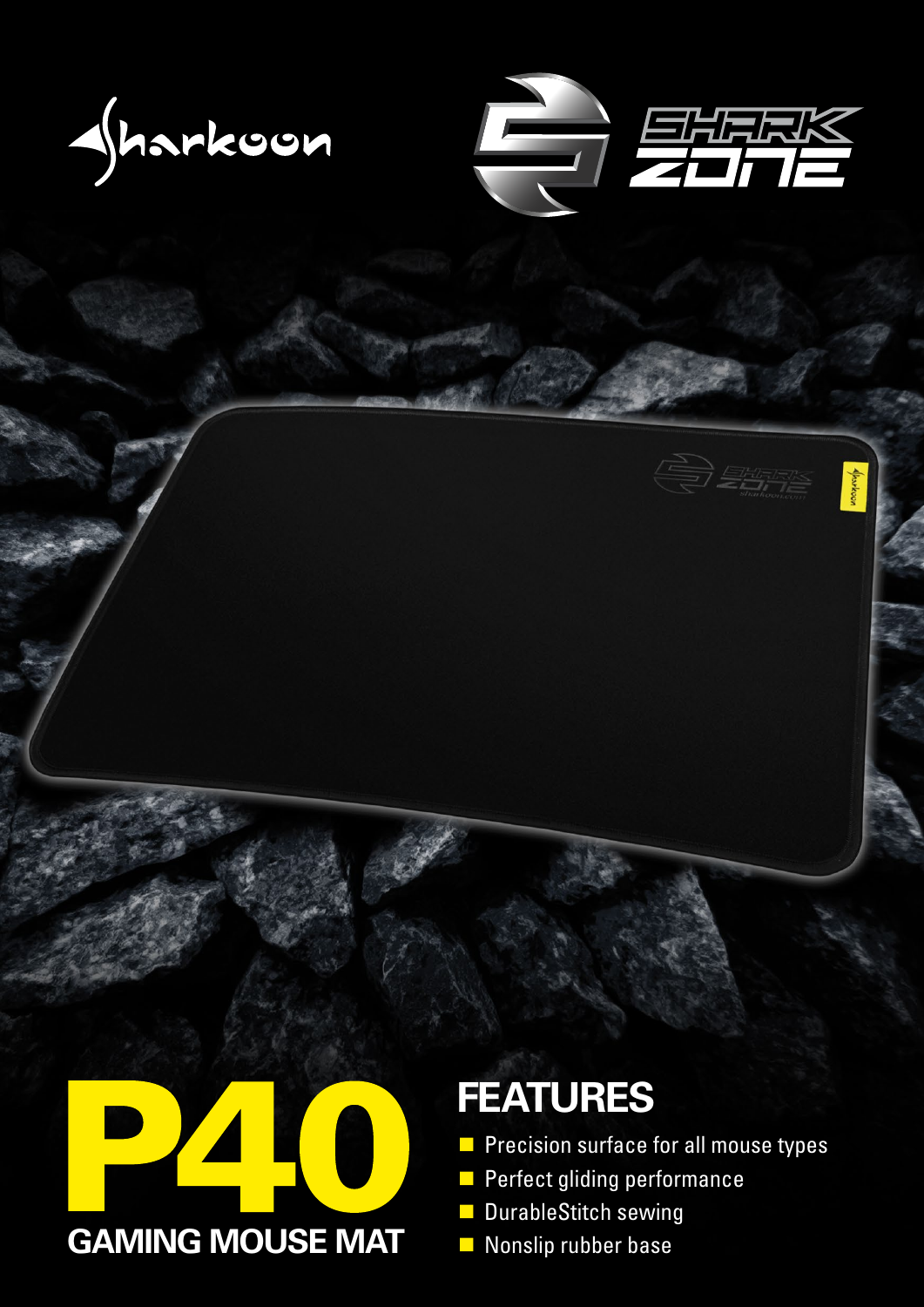Sharkoon

SHARK ZONE

# P40

## GAMING MOUSE MAT

## FEATURES

- Precision surface for all mouse types
- Perfect gliding performance
- DurableStitch sewing
- Nonslip rubber base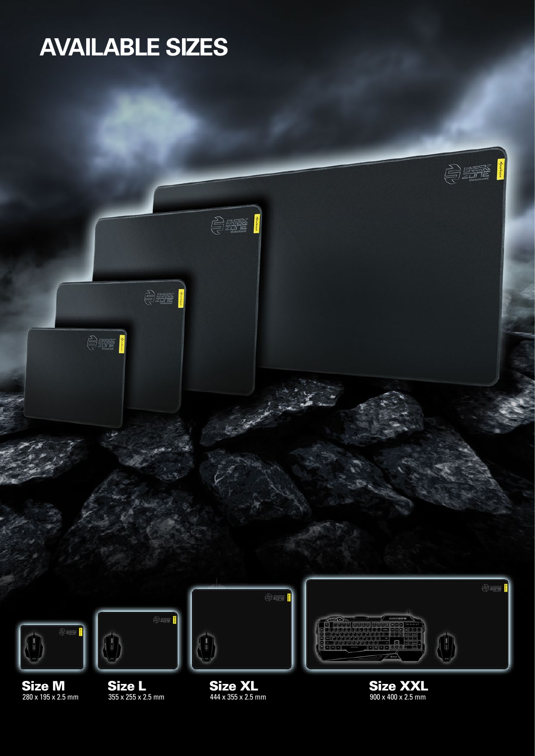# AVAILABLE SIZES

**Size M**
280 x 195 x 2.5 mm

**Size L**
355 x 255 x 2.5 mm

**Size XL**
444 x 355 x 2.5 mm

**Size XXL**
900 x 400 x 2.5 mm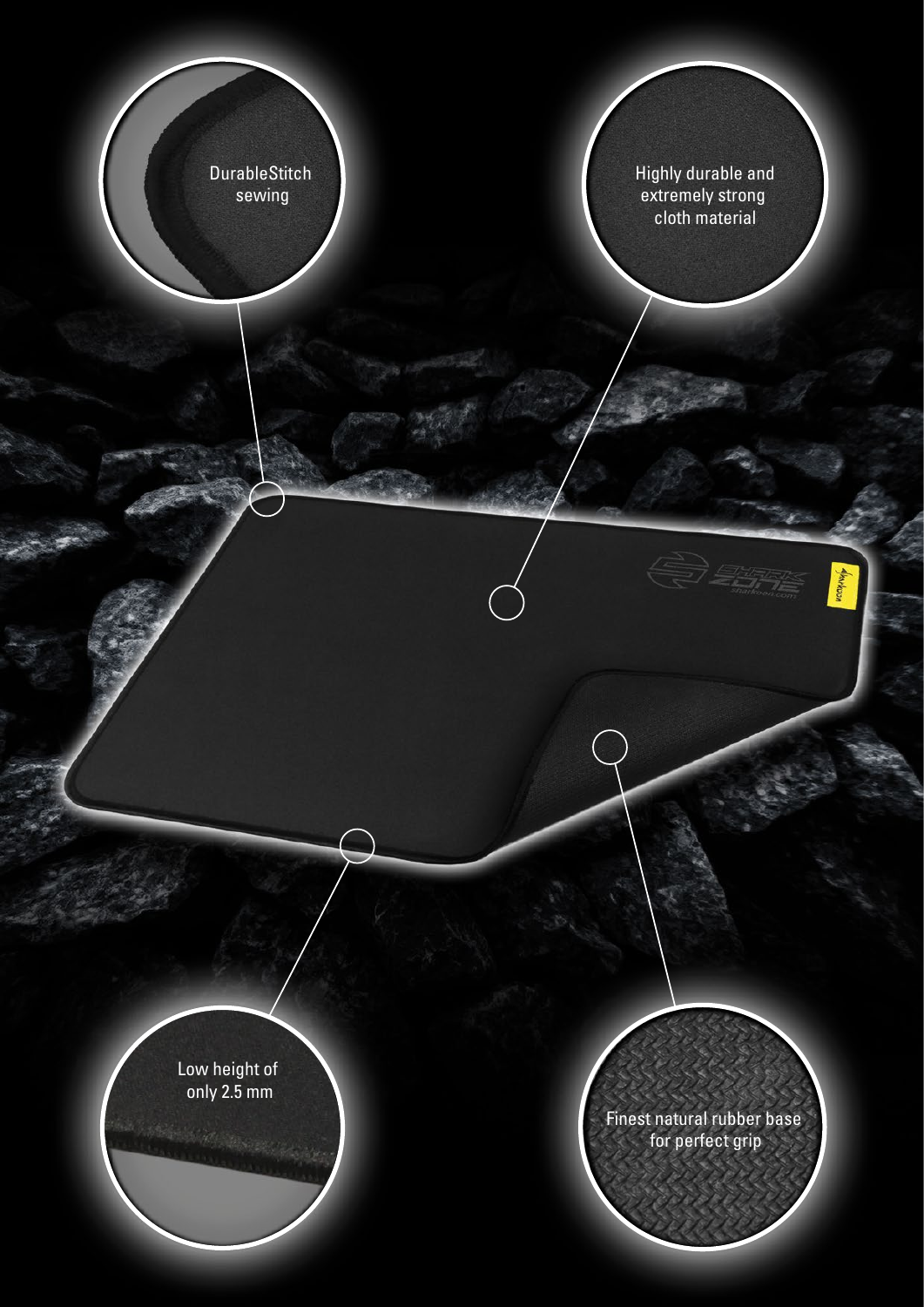DurableStitch sewing

Highly durable and extremely strong cloth material

Low height of only 2.5 mm

Finest natural rubber base for perfect grip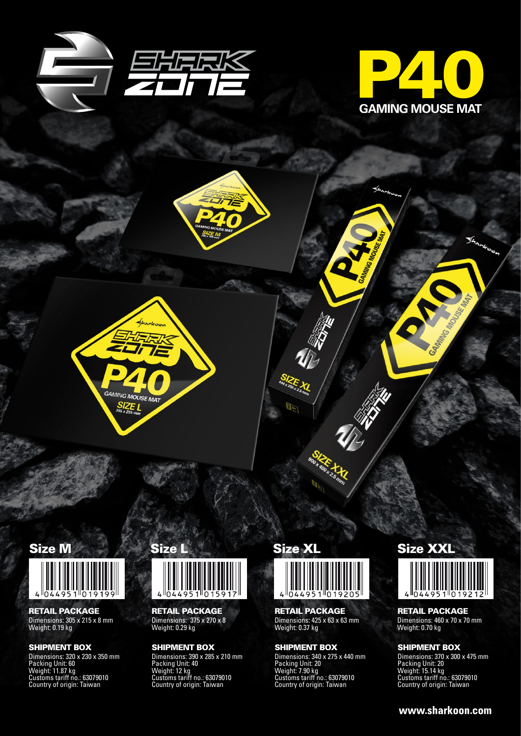# P40

**GAMING MOUSE MAT**

## Size M

4 044951 019199

**RETAIL PACKAGE**
Dimensions: 305 x 215 x 8 mm
Weight: 0.19 kg

**SHIPMENT BOX**
Dimensions: 320 x 230 x 350 mm
Packing Unit: 60
Weight: 11.87 kg
Customs tariff no.: 63079010
Country of origin: Taiwan

## Size L

4 044951 015917

**RETAIL PACKAGE**
Dimensions: 375 x 270 x 8
Weight: 0.29 kg

**SHIPMENT BOX**
Dimensions: 390 x 285 x 210 mm
Packing Unit: 40
Weight: 12 kg
Customs tariff no.: 63079010
Country of origin: Taiwan

## Size XL

4 044951 019205

**RETAIL PACKAGE**
Dimensions: 425 x 63 x 63 mm
Weight: 0.37 kg

**SHIPMENT BOX**
Dimensions: 340 x 275 x 440 mm
Packing Unit: 20
Weight: 7.90 kg
Customs tariff no.: 63079010
Country of origin: Taiwan

## Size XXL

4 044951 019212

**RETAIL PACKAGE**
Dimensions: 460 x 70 x 70 mm
Weight: 0.70 kg

**SHIPMENT BOX**
Dimensions: 370 x 300 x 475 mm
Packing Unit: 20
Weight: 15.14 kg
Customs tariff no.: 63079010
Country of origin: Taiwan

**www.sharkoon.com**